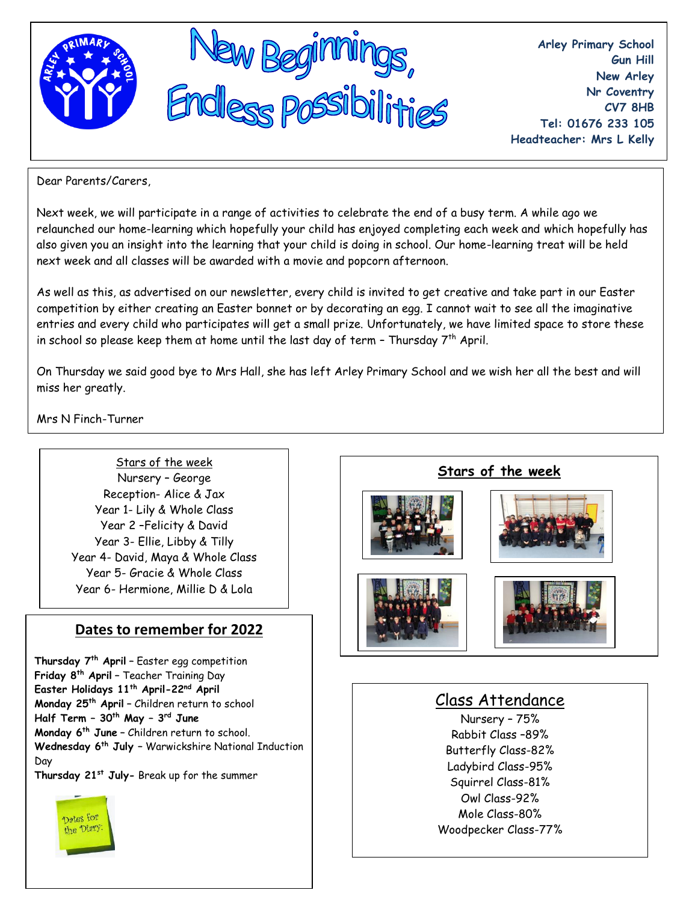# New Beginnings, Endless Possibilities

**Arley Primary School**
**Gun Hill**
**New Arley**
**Nr Coventry**
**CV7 8HB**
**Tel: 01676 233 105**
**Headteacher: Mrs L Kelly**

Dear Parents/Carers,

Next week, we will participate in a range of activities to celebrate the end of a busy term. A while ago we relaunched our home-learning which hopefully your child has enjoyed completing each week and which hopefully has also given you an insight into the learning that your child is doing in school. Our home-learning treat will be held next week and all classes will be awarded with a movie and popcorn afternoon.

As well as this, as advertised on our newsletter, every child is invited to get creative and take part in our Easter competition by either creating an Easter bonnet or by decorating an egg. I cannot wait to see all the imaginative entries and every child who participates will get a small prize. Unfortunately, we have limited space to store these in school so please keep them at home until the last day of term – Thursday 7th April.

On Thursday we said good bye to Mrs Hall, she has left Arley Primary School and we wish her all the best and will miss her greatly.

Mrs N Finch-Turner

## Stars of the week

Nursery – George
Reception- Alice & Jax
Year 1- Lily & Whole Class
Year 2 –Felicity & David
Year 3- Ellie, Libby & Tilly
Year 4- David, Maya & Whole Class
Year 5- Gracie & Whole Class
Year 6- Hermione, Millie D & Lola

## Dates to remember for 2022

**Thursday 7th April** – Easter egg competition
**Friday 8th April** – Teacher Training Day
**Easter Holidays 11th April-22nd April**
**Monday 25th April** – Children return to school
**Half Term – 30th May – 3rd June**
**Monday 6th June** – Children return to school.
**Wednesday 6th July** – Warwickshire National Induction Day
**Thursday 21st July-** Break up for the summer

Dates for the Diary:

## Stars of the week

## Class Attendance

Nursery – 75%
Rabbit Class –89%
Butterfly Class-82%
Ladybird Class-95%
Squirrel Class-81%
Owl Class-92%
Mole Class-80%
Woodpecker Class-77%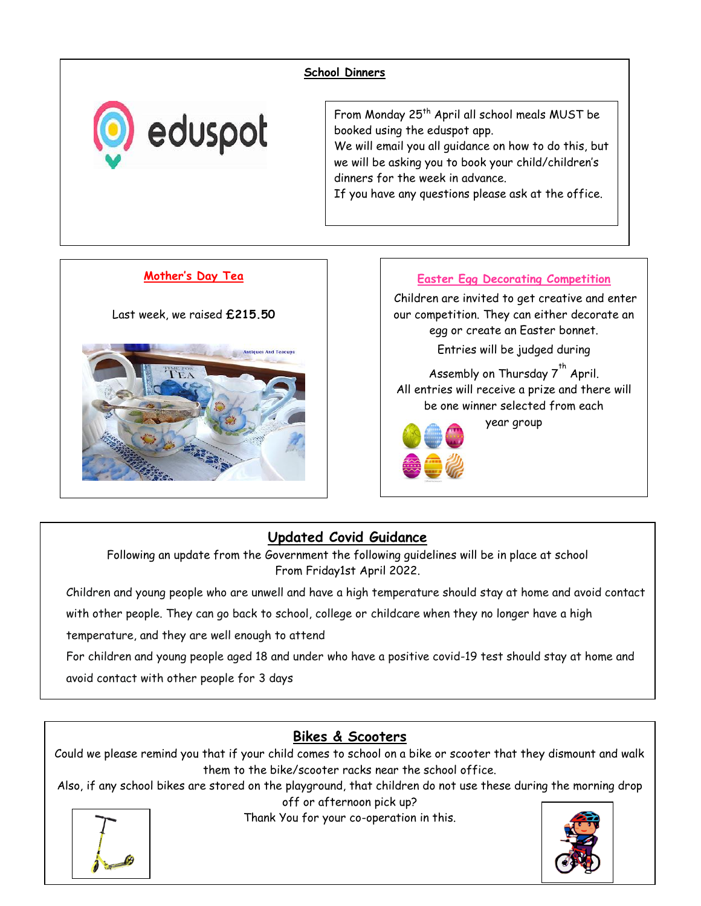## School Dinners

From Monday 25th April all school meals MUST be booked using the eduspot app.
We will email you all guidance on how to do this, but we will be asking you to book your child/children's dinners for the week in advance.
If you have any questions please ask at the office.

## Mother's Day Tea

Last week, we raised **£215.50**

## Easter Egg Decorating Competition

Children are invited to get creative and enter our competition. They can either decorate an egg or create an Easter bonnet.

Entries will be judged during Assembly on Thursday 7th April.

All entries will receive a prize and there will be one winner selected from each year group

## Updated Covid Guidance

Following an update from the Government the following guidelines will be in place at school From Friday1st April 2022.

Children and young people who are unwell and have a high temperature should stay at home and avoid contact with other people. They can go back to school, college or childcare when they no longer have a high temperature, and they are well enough to attend

For children and young people aged 18 and under who have a positive covid-19 test should stay at home and avoid contact with other people for 3 days

## Bikes & Scooters

Could we please remind you that if your child comes to school on a bike or scooter that they dismount and walk them to the bike/scooter racks near the school office.

Also, if any school bikes are stored on the playground, that children do not use these during the morning drop off or afternoon pick up?

Thank You for your co-operation in this.